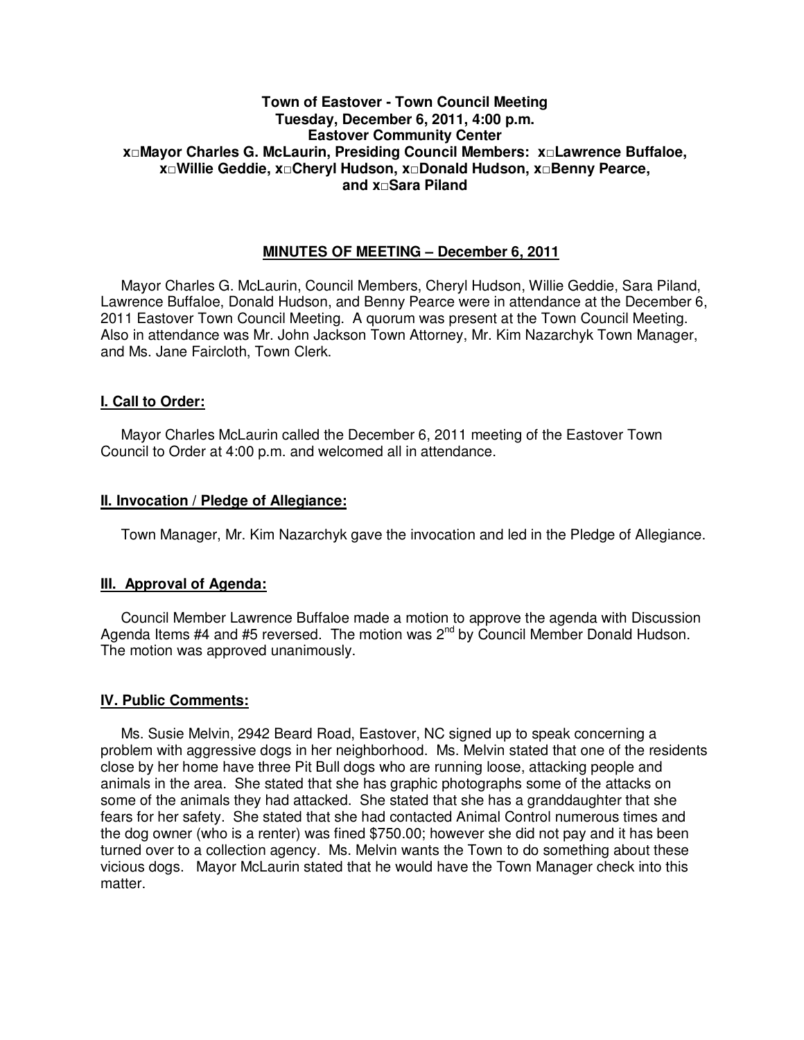**Town of Eastover - Town Council Meeting**
**Tuesday, December 6, 2011, 4:00 p.m.**
**Eastover Community Center**
**x□Mayor Charles G. McLaurin, Presiding Council Members: x□Lawrence Buffaloe, x□Willie Geddie, x□Cheryl Hudson, x□Donald Hudson, x□Benny Pearce, and x□Sara Piland**

## MINUTES OF MEETING – December 6, 2011

Mayor Charles G. McLaurin, Council Members, Cheryl Hudson, Willie Geddie, Sara Piland, Lawrence Buffaloe, Donald Hudson, and Benny Pearce were in attendance at the December 6, 2011 Eastover Town Council Meeting. A quorum was present at the Town Council Meeting. Also in attendance was Mr. John Jackson Town Attorney, Mr. Kim Nazarchyk Town Manager, and Ms. Jane Faircloth, Town Clerk.

### I. Call to Order:

Mayor Charles McLaurin called the December 6, 2011 meeting of the Eastover Town Council to Order at 4:00 p.m. and welcomed all in attendance.

### II. Invocation / Pledge of Allegiance:

Town Manager, Mr. Kim Nazarchyk gave the invocation and led in the Pledge of Allegiance.

### III. Approval of Agenda:

Council Member Lawrence Buffaloe made a motion to approve the agenda with Discussion Agenda Items #4 and #5 reversed. The motion was 2nd by Council Member Donald Hudson. The motion was approved unanimously.

### IV. Public Comments:

Ms. Susie Melvin, 2942 Beard Road, Eastover, NC signed up to speak concerning a problem with aggressive dogs in her neighborhood. Ms. Melvin stated that one of the residents close by her home have three Pit Bull dogs who are running loose, attacking people and animals in the area. She stated that she has graphic photographs some of the attacks on some of the animals they had attacked. She stated that she has a granddaughter that she fears for her safety. She stated that she had contacted Animal Control numerous times and the dog owner (who is a renter) was fined $750.00; however she did not pay and it has been turned over to a collection agency. Ms. Melvin wants the Town to do something about these vicious dogs. Mayor McLaurin stated that he would have the Town Manager check into this matter.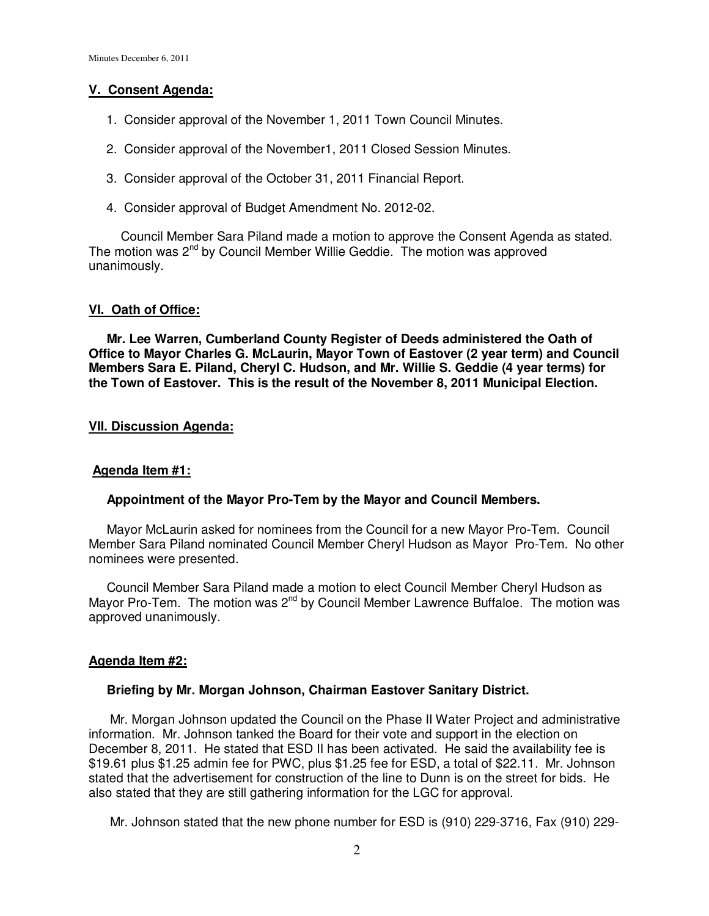## V. Consent Agenda:

1. Consider approval of the November 1, 2011 Town Council Minutes.
2. Consider approval of the November1, 2011 Closed Session Minutes.
3. Consider approval of the October 31, 2011 Financial Report.
4. Consider approval of Budget Amendment No. 2012-02.

Council Member Sara Piland made a motion to approve the Consent Agenda as stated. The motion was 2nd by Council Member Willie Geddie. The motion was approved unanimously.

## VI. Oath of Office:

**Mr. Lee Warren, Cumberland County Register of Deeds administered the Oath of Office to Mayor Charles G. McLaurin, Mayor Town of Eastover (2 year term) and Council Members Sara E. Piland, Cheryl C. Hudson, and Mr. Willie S. Geddie (4 year terms) for the Town of Eastover. This is the result of the November 8, 2011 Municipal Election.**

## VII. Discussion Agenda:

### Agenda Item #1:

**Appointment of the Mayor Pro-Tem by the Mayor and Council Members.**

Mayor McLaurin asked for nominees from the Council for a new Mayor Pro-Tem. Council Member Sara Piland nominated Council Member Cheryl Hudson as Mayor Pro-Tem. No other nominees were presented.

Council Member Sara Piland made a motion to elect Council Member Cheryl Hudson as Mayor Pro-Tem. The motion was 2nd by Council Member Lawrence Buffaloe. The motion was approved unanimously.

### Agenda Item #2:

**Briefing by Mr. Morgan Johnson, Chairman Eastover Sanitary District.**

Mr. Morgan Johnson updated the Council on the Phase II Water Project and administrative information. Mr. Johnson tanked the Board for their vote and support in the election on December 8, 2011. He stated that ESD II has been activated. He said the availability fee is $19.61 plus $1.25 admin fee for PWC, plus $1.25 fee for ESD, a total of $22.11. Mr. Johnson stated that the advertisement for construction of the line to Dunn is on the street for bids. He also stated that they are still gathering information for the LGC for approval.

Mr. Johnson stated that the new phone number for ESD is (910) 229-3716, Fax (910) 229-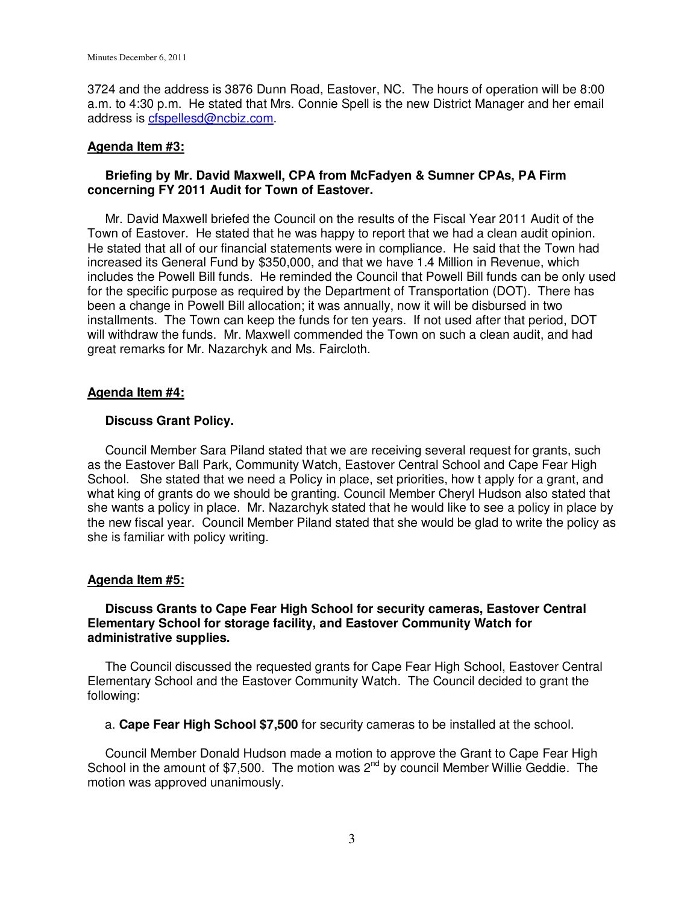3724 and the address is 3876 Dunn Road, Eastover, NC. The hours of operation will be 8:00 a.m. to 4:30 p.m. He stated that Mrs. Connie Spell is the new District Manager and her email address is cfspellesd@ncbiz.com.

**Agenda Item #3:**

**Briefing by Mr. David Maxwell, CPA from McFadyen & Sumner CPAs, PA Firm concerning FY 2011 Audit for Town of Eastover.**

Mr. David Maxwell briefed the Council on the results of the Fiscal Year 2011 Audit of the Town of Eastover. He stated that he was happy to report that we had a clean audit opinion. He stated that all of our financial statements were in compliance. He said that the Town had increased its General Fund by $350,000, and that we have 1.4 Million in Revenue, which includes the Powell Bill funds. He reminded the Council that Powell Bill funds can be only used for the specific purpose as required by the Department of Transportation (DOT). There has been a change in Powell Bill allocation; it was annually, now it will be disbursed in two installments. The Town can keep the funds for ten years. If not used after that period, DOT will withdraw the funds. Mr. Maxwell commended the Town on such a clean audit, and had great remarks for Mr. Nazarchyk and Ms. Faircloth.

**Agenda Item #4:**

**Discuss Grant Policy.**

Council Member Sara Piland stated that we are receiving several request for grants, such as the Eastover Ball Park, Community Watch, Eastover Central School and Cape Fear High School. She stated that we need a Policy in place, set priorities, how t apply for a grant, and what king of grants do we should be granting. Council Member Cheryl Hudson also stated that she wants a policy in place. Mr. Nazarchyk stated that he would like to see a policy in place by the new fiscal year. Council Member Piland stated that she would be glad to write the policy as she is familiar with policy writing.

**Agenda Item #5:**

**Discuss Grants to Cape Fear High School for security cameras, Eastover Central Elementary School for storage facility, and Eastover Community Watch for administrative supplies.**

The Council discussed the requested grants for Cape Fear High School, Eastover Central Elementary School and the Eastover Community Watch. The Council decided to grant the following:

a. **Cape Fear High School $7,500** for security cameras to be installed at the school.

Council Member Donald Hudson made a motion to approve the Grant to Cape Fear High School in the amount of $7,500. The motion was 2nd by council Member Willie Geddie. The motion was approved unanimously.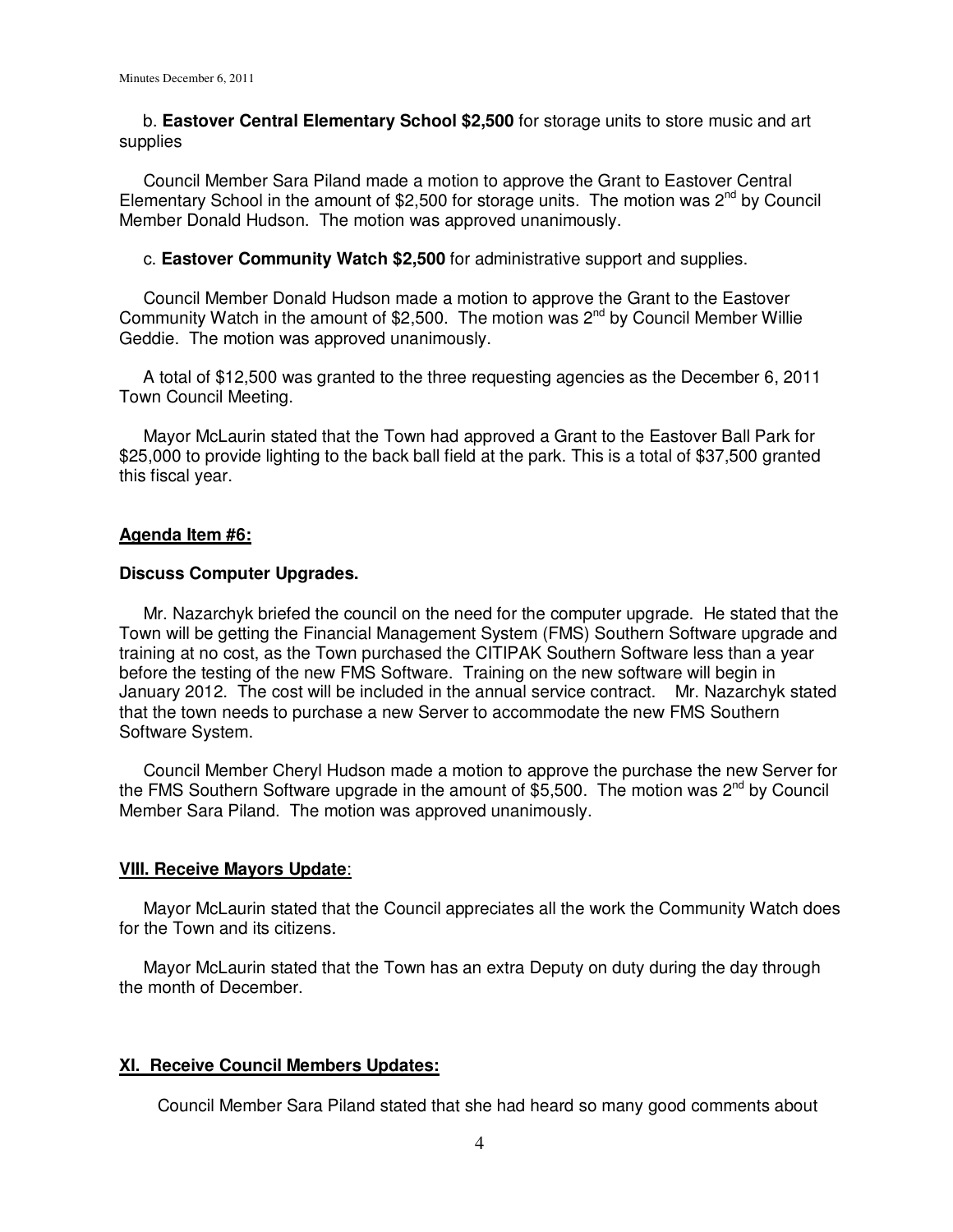b. **Eastover Central Elementary School $2,500** for storage units to store music and art supplies

Council Member Sara Piland made a motion to approve the Grant to Eastover Central Elementary School in the amount of $2,500 for storage units. The motion was 2nd by Council Member Donald Hudson. The motion was approved unanimously.

c. **Eastover Community Watch $2,500** for administrative support and supplies.

Council Member Donald Hudson made a motion to approve the Grant to the Eastover Community Watch in the amount of $2,500. The motion was 2nd by Council Member Willie Geddie. The motion was approved unanimously.

A total of $12,500 was granted to the three requesting agencies as the December 6, 2011 Town Council Meeting.

Mayor McLaurin stated that the Town had approved a Grant to the Eastover Ball Park for $25,000 to provide lighting to the back ball field at the park. This is a total of $37,500 granted this fiscal year.

**Agenda Item #6:**

**Discuss Computer Upgrades.**

Mr. Nazarchyk briefed the council on the need for the computer upgrade. He stated that the Town will be getting the Financial Management System (FMS) Southern Software upgrade and training at no cost, as the Town purchased the CITIPAK Southern Software less than a year before the testing of the new FMS Software. Training on the new software will begin in January 2012. The cost will be included in the annual service contract. Mr. Nazarchyk stated that the town needs to purchase a new Server to accommodate the new FMS Southern Software System.

Council Member Cheryl Hudson made a motion to approve the purchase the new Server for the FMS Southern Software upgrade in the amount of $5,500. The motion was 2nd by Council Member Sara Piland. The motion was approved unanimously.

**VIII. Receive Mayors Update**:

Mayor McLaurin stated that the Council appreciates all the work the Community Watch does for the Town and its citizens.

Mayor McLaurin stated that the Town has an extra Deputy on duty during the day through the month of December.

**XI. Receive Council Members Updates:**

Council Member Sara Piland stated that she had heard so many good comments about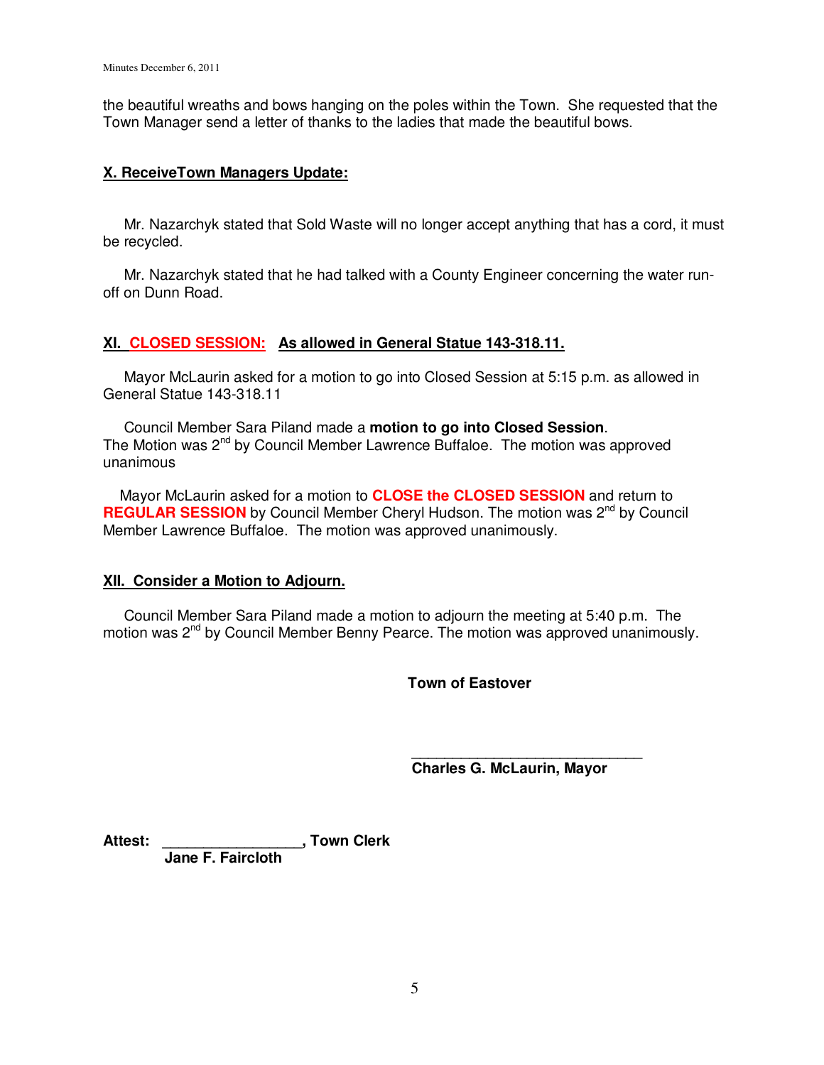the beautiful wreaths and bows hanging on the poles within the Town. She requested that the Town Manager send a letter of thanks to the ladies that made the beautiful bows.

## X. ReceiveTown Managers Update:

Mr. Nazarchyk stated that Sold Waste will no longer accept anything that has a cord, it must be recycled.

Mr. Nazarchyk stated that he had talked with a County Engineer concerning the water run-off on Dunn Road.

## XI. CLOSED SESSION: As allowed in General Statue 143-318.11.

Mayor McLaurin asked for a motion to go into Closed Session at 5:15 p.m. as allowed in General Statue 143-318.11

Council Member Sara Piland made a **motion to go into Closed Session**. The Motion was 2nd by Council Member Lawrence Buffaloe. The motion was approved unanimous

Mayor McLaurin asked for a motion to **CLOSE the CLOSED SESSION** and return to **REGULAR SESSION** by Council Member Cheryl Hudson. The motion was 2nd by Council Member Lawrence Buffaloe. The motion was approved unanimously.

## XII. Consider a Motion to Adjourn.

Council Member Sara Piland made a motion to adjourn the meeting at 5:40 p.m. The motion was 2nd by Council Member Benny Pearce. The motion was approved unanimously.

**Town of Eastover**

\_\_\_\_\_\_\_\_\_\_\_\_\_\_\_\_\_\_\_\_\_\_\_\_\_\_\_\_\_\_
**Charles G. McLaurin, Mayor**

**Attest: \_\_\_\_\_\_\_\_\_\_\_\_\_\_\_\_\_, Town Clerk**
**Jane F. Faircloth**